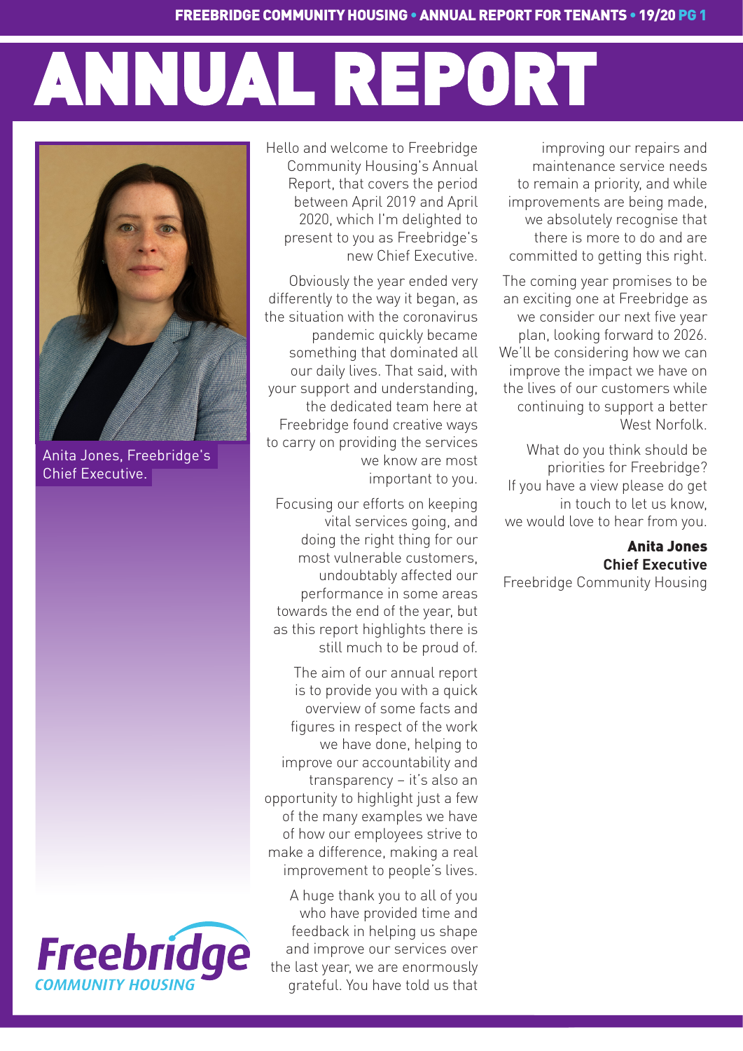# ANNUAL REPORT

Anita Jones, Freebridge's Chief Executive.

Hello and welcome to Freebridge Community Housing's Annual Report, that covers the period between April 2019 and April 2020, which I'm delighted to present to you as Freebridge's new Chief Executive.

Obviously the year ended very differently to the way it began, as the situation with the coronavirus pandemic quickly became something that dominated all our daily lives. That said, with your support and understanding, the dedicated team here at Freebridge found creative ways to carry on providing the services we know are most important to you.

Focusing our efforts on keeping vital services going, and doing the right thing for our most vulnerable customers, undoubtably affected our performance in some areas towards the end of the year, but as this report highlights there is still much to be proud of.

The aim of our annual report is to provide you with a quick overview of some facts and figures in respect of the work we have done, helping to improve our accountability and transparency – it's also an opportunity to highlight just a few of the many examples we have of how our employees strive to make a difference, making a real improvement to people's lives.

A huge thank you to all of you who have provided time and feedback in helping us shape and improve our services over the last year, we are enormously grateful. You have told us that improving our repairs and maintenance service needs to remain a priority, and while improvements are being made, we absolutely recognise that there is more to do and are committed to getting this right.

The coming year promises to be an exciting one at Freebridge as we consider our next five year plan, looking forward to 2026. We'll be considering how we can improve the impact we have on the lives of our customers while continuing to support a better West Norfolk.

What do you think should be priorities for Freebridge? If you have a view please do get in touch to let us know, we would love to hear from you.

**Anita Jones**
**Chief Executive**
Freebridge Community Housing

Freebridge
COMMUNITY HOUSING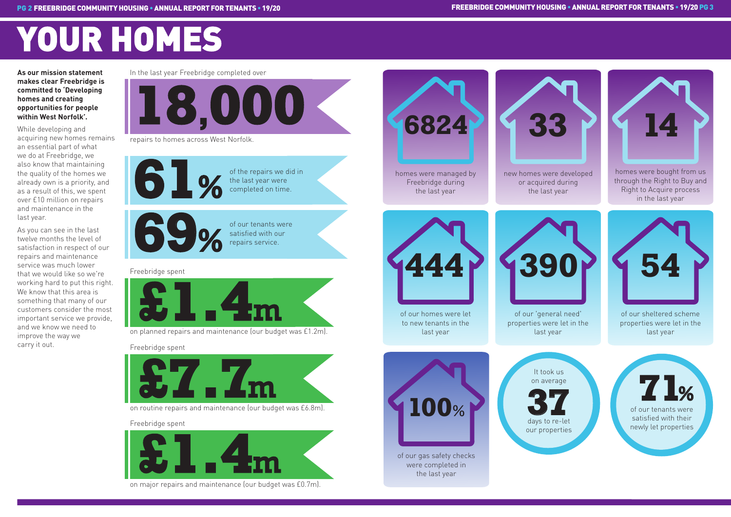# YOUR HOMES

**As our mission statement makes clear Freebridge is committed to 'Developing homes and creating opportunities for people within West Norfolk'.**

While developing and acquiring new homes remains an essential part of what we do at Freebridge, we also know that maintaining the quality of the homes we already own is a priority, and as a result of this, we spent over £10 million on repairs and maintenance in the last year.

As you can see in the last twelve months the level of satisfaction in respect of our repairs and maintenance service was much lower that we would like so we're working hard to put this right. We know that this area is something that many of our customers consider the most important service we provide, and we know we need to improve the way we carry it out.

In the last year Freebridge completed over

**18,000**

repairs to homes across West Norfolk.

**61%** of the repairs we did in the last year were completed on time.

**69%** of our tenants were satisfied with our repairs service.

Freebridge spent

**£1.4m**

on planned repairs and maintenance (our budget was £1.2m).

Freebridge spent

**£7.7m**

on routine repairs and maintenance (our budget was £6.8m).

Freebridge spent

**£1.4m**

on major repairs and maintenance (our budget was £0.7m).

**6824** homes were managed by Freebridge during the last year

**33** new homes were developed or acquired during the last year

**14** homes were bought from us through the Right to Buy and Right to Acquire process in the last year

**444** of our homes were let to new tenants in the last year

**390** of our 'general need' properties were let in the last year

**54** of our sheltered scheme properties were let in the last year

**100%** of our gas safety checks were completed in the last year

It took us on average **37** days to re-let our properties

**71%** of our tenants were satisfied with their newly let properties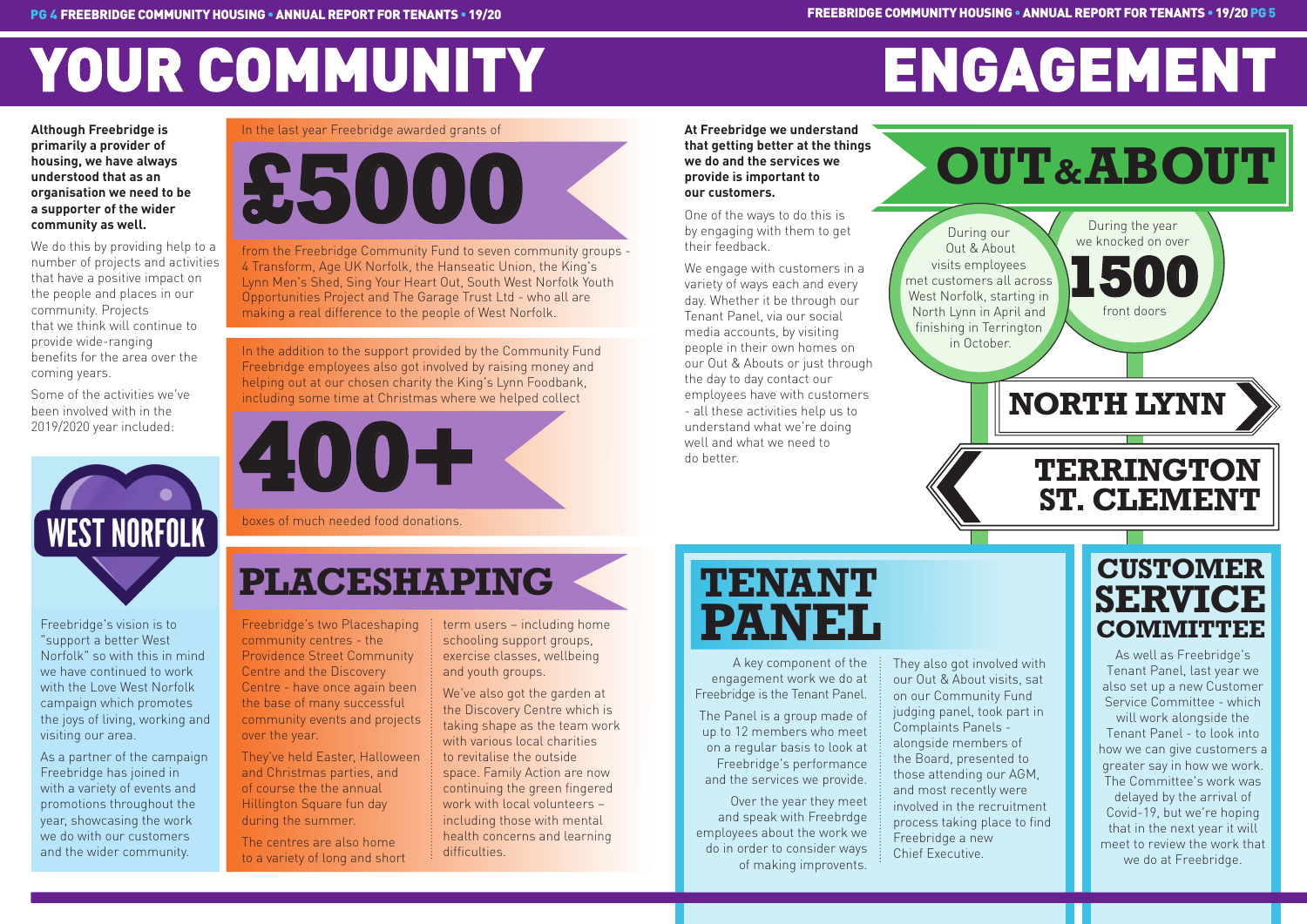# YOUR COMMUNITY

**Although Freebridge is primarily a provider of housing, we have always understood that as an organisation we need to be a supporter of the wider community as well.**

We do this by providing help to a number of projects and activities that have a positive impact on the people and places in our community. Projects that we think will continue to provide wide-ranging benefits for the area over the coming years.

Some of the activities we've been involved with in the 2019/2020 year included:

WEST NORFOLK

Freebridge's vision is to "support a better West Norfolk" so with this in mind we have continued to work with the Love West Norfolk campaign which promotes the joys of living, working and visiting our area.

As a partner of the campaign Freebridge has joined in with a variety of events and promotions throughout the year, showcasing the work we do with our customers and the wider community.

In the last year Freebridge awarded grants of

**£5000**

from the Freebridge Community Fund to seven community groups - 4 Transform, Age UK Norfolk, the Hanseatic Union, the King's Lynn Men's Shed, Sing Your Heart Out, South West Norfolk Youth Opportunities Project and The Garage Trust Ltd - who all are making a real difference to the people of West Norfolk.

In the addition to the support provided by the Community Fund Freebridge employees also got involved by raising money and helping out at our chosen charity the King's Lynn Foodbank, including some time at Christmas where we helped collect

**400+**

boxes of much needed food donations.

## PLACESHAPING

Freebridge's two Placeshaping community centres - the Providence Street Community Centre and the Discovery Centre - have once again been the base of many successful community events and projects over the year.

They've held Easter, Halloween and Christmas parties, and of course the the annual Hillington Square fun day during the summer.

The centres are also home to a variety of long and short term users – including home schooling support groups, exercise classes, wellbeing and youth groups.

We've also got the garden at the Discovery Centre which is taking shape as the team work with various local charities to revitalise the outside space. Family Action are now continuing the green fingered work with local volunteers – including those with mental health concerns and learning difficulties.

# ENGAGEMENT

**At Freebridge we understand that getting better at the things we do and the services we provide is important to our customers.**

One of the ways to do this is by engaging with them to get their feedback.

We engage with customers in a variety of ways and each and every day. Whether it be through our Tenant Panel, via our social media accounts, by visiting people in their own homes on our Out & Abouts or just through the day to day contact our employees have with customers - all these activities help us to understand what we're doing well and what we need to do better.

## OUT & ABOUT

During our Out & About visits employees met customers all across West Norfolk, starting in North Lynn in April and finishing in Terrington in October.

During the year we knocked on over **1500** front doors

NORTH LYNN

TERRINGTON ST. CLEMENT

## TENANT PANEL

A key component of the engagement work we do at Freebridge is the Tenant Panel.

The Panel is a group made of up to 12 members who meet on a regular basis to look at Freebridge's performance and the services we provide.

Over the year they meet and speak with Freebrdge employees about the work we do in order to consider ways of making improvements.

They also got involved with our Out & About visits, sat on our Community Fund judging panel, took part in Complaints Panels - alongside members of the Board, presented to those attending our AGM, and most recently were involved in the recruitment process taking place to find Freebridge a new Chief Executive.

## CUSTOMER SERVICE COMMITTEE

As well as Freebridge's Tenant Panel, last year we also set up a new Customer Service Committee - which will work alongside the Tenant Panel - to look into how we can give customers a greater say in how we work. The Committee's work was delayed by the arrival of Covid-19, but we're hoping that in the next year it will meet to review the work that we do at Freebridge.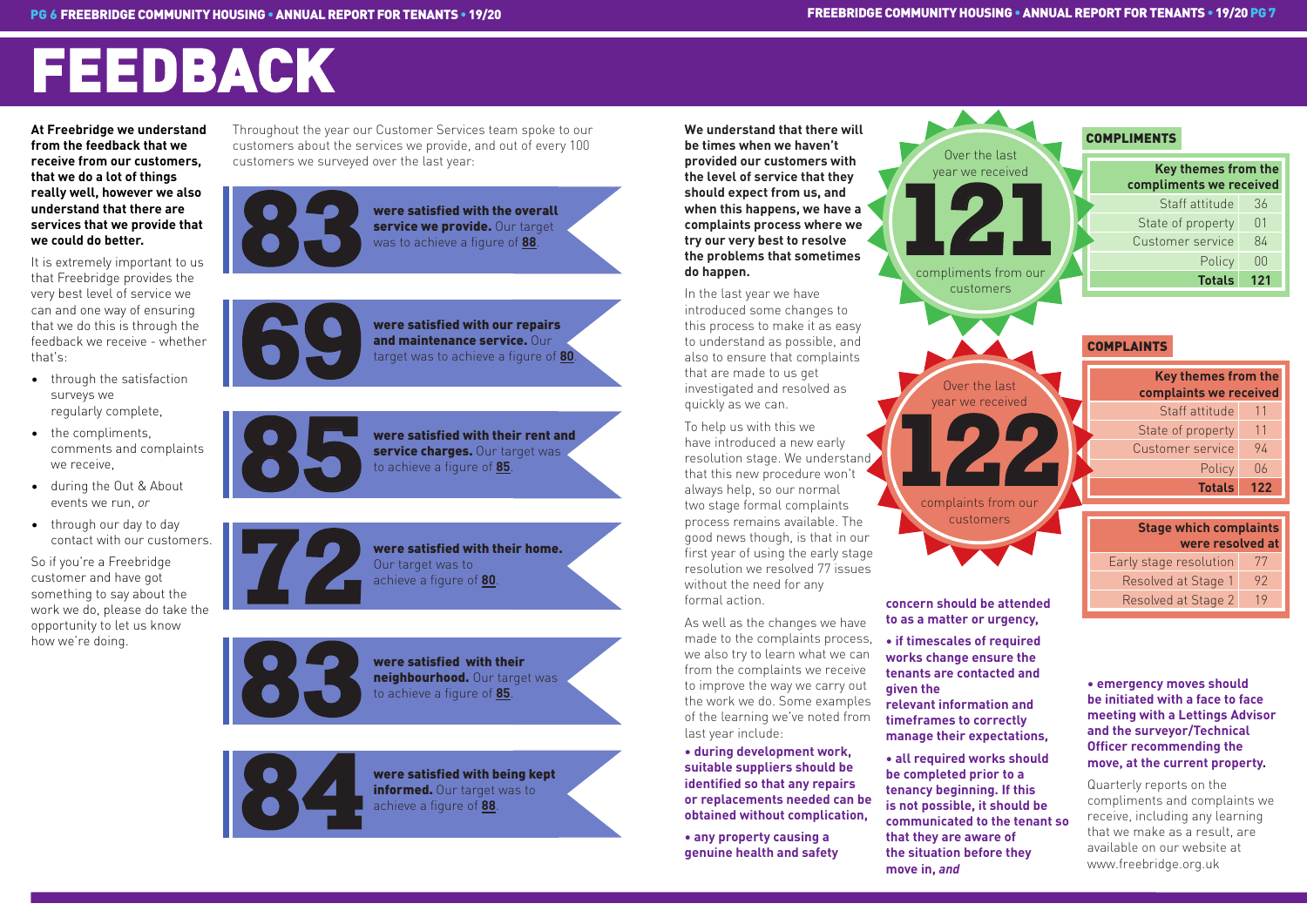# FEEDBACK

**At Freebridge we understand from the feedback that we receive from our customers, that we do a lot of things really well, however we also understand that there are services that we provide that we could do better.**

It is extremely important to us that Freebridge provides the very best level of service we can and one way of ensuring that we do this is through the feedback we receive - whether that's:

- through the satisfaction surveys we regularly complete,
- the compliments, comments and complaints we receive,
- during the Out & About events we run, *or*
- through our day to day contact with our customers.

So if you're a Freebridge customer and have got something to say about the work we do, please do take the opportunity to let us know how we're doing.

Throughout the year our Customer Services team spoke to our customers about the services we provide, and out of every 100 customers we surveyed over the last year:

**83** **were satisfied with the overall service we provide.** Our target was to achieve a figure of **88**.

**69** **were satisfied with our repairs and maintenance service.** Our target was to achieve a figure of **80**.

**85** **were satisfied with their rent and service charges.** Our target was to achieve a figure of **85**.

**72** **were satisfied with their home.** Our target was to achieve a figure of **80**.

**83** **were satisfied with their neighbourhood.** Our target was to achieve a figure of **85**.

**84** **were satisfied with being kept informed.** Our target was to achieve a figure of **88**.

**We understand that there will be times when we haven't provided our customers with the level of service that they should expect from us, and when this happens, we have a complaints process where we try our very best to resolve the problems that sometimes do happen.**

In the last year we have introduced some changes to this process to make it as easy to understand as possible, and also to ensure that complaints that are made to us get investigated and resolved as quickly as we can.

To help us with this we have introduced a new early resolution stage. We understand that this new procedure won't always help, so our normal two stage formal complaints process remains available. The good news though, is that in our first year of using the early stage resolution we resolved 77 issues without the need for any formal action.

As well as the changes we have made to the complaints process, we also try to learn what we can from the complaints we receive to improve the way we carry out the work we do. Some examples of the learning we've noted from last year include:

- **during development work, suitable suppliers should be identified so that any repairs or replacements needed can be obtained without complication,**
- **any property causing a genuine health and safety concern should be attended to as a matter or urgency,**
- **if timescales of required works change ensure the tenants are contacted and given the relevant information and timeframes to correctly manage their expectations,**
- **all required works should be completed prior to a tenancy beginning. If this is not possible, it should be communicated to the tenant so that they are aware of the situation before they move in, *and***
- **emergency moves should be initiated with a face to face meeting with a Lettings Advisor and the surveyor/Technical Officer recommending the move, at the current property.**

Over the last year we received **121** compliments from our customers

## COMPLIMENTS

| Key themes from the compliments we received | |
|---|---|
| Staff attitude | 36 |
| State of property | 01 |
| Customer service | 84 |
| Policy | 00 |
| **Totals** | **121** |

Over the last year we received **122** complaints from our customers

## COMPLAINTS

| Key themes from the complaints we received | |
|---|---|
| Staff attitude | 11 |
| State of property | 11 |
| Customer service | 94 |
| Policy | 06 |
| **Totals** | **122** |

| Stage which complaints were resolved at | |
|---|---|
| Early stage resolution | 77 |
| Resolved at Stage 1 | 92 |
| Resolved at Stage 2 | 19 |

Quarterly reports on the compliments and complaints we receive, including any learning that we make as a result, are available on our website at www.freebridge.org.uk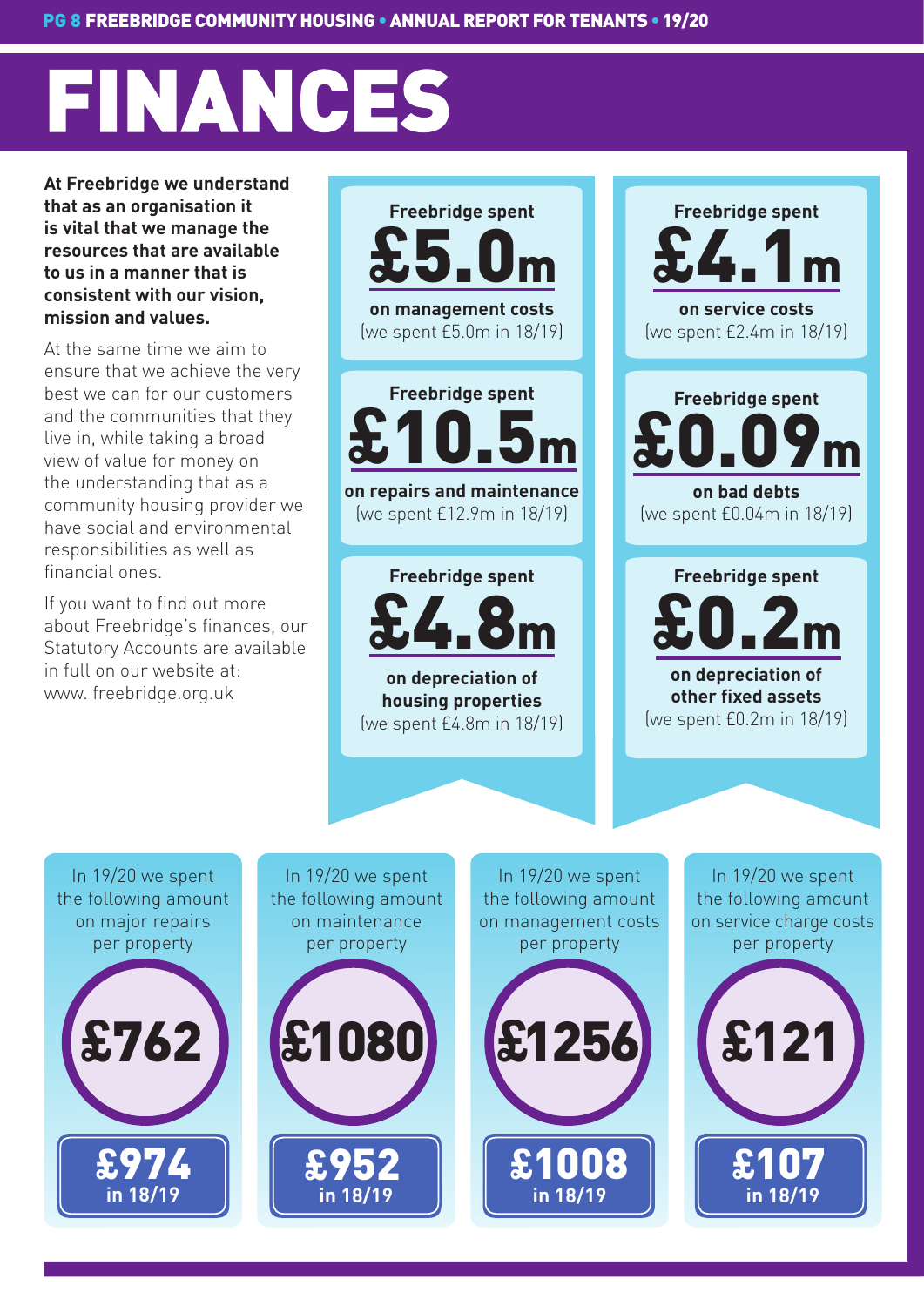# FINANCES

**At Freebridge we understand that as an organisation it is vital that we manage the resources that are available to us in a manner that is consistent with our vision, mission and values.**

At the same time we aim to ensure that we achieve the very best we can for our customers and the communities that they live in, while taking a broad view of value for money on the understanding that as a community housing provider we have social and environmental responsibilities as well as financial ones.

If you want to find out more about Freebridge's finances, our Statutory Accounts are available in full on our website at: www. freebridge.org.uk

Freebridge spent
**£5.0m**
**on management costs**
(we spent £5.0m in 18/19)

Freebridge spent
**£10.5m**
**on repairs and maintenance**
(we spent £12.9m in 18/19)

Freebridge spent
**£4.8m**
**on depreciation of housing properties**
(we spent £4.8m in 18/19)

Freebridge spent
**£4.1m**
**on service costs**
(we spent £2.4m in 18/19)

Freebridge spent
**£0.09m**
**on bad debts**
(we spent £0.04m in 18/19)

Freebridge spent
**£0.2m**
**on depreciation of other fixed assets**
(we spent £0.2m in 18/19)

In 19/20 we spent the following amount on major repairs per property
**£762**
**£974 in 18/19**

In 19/20 we spent the following amount on maintenance per property
**£1080**
**£952 in 18/19**

In 19/20 we spent the following amount on management costs per property
**£1256**
**£1008 in 18/19**

In 19/20 we spent the following amount on service charge costs per property
**£121**
**£107 in 18/19**